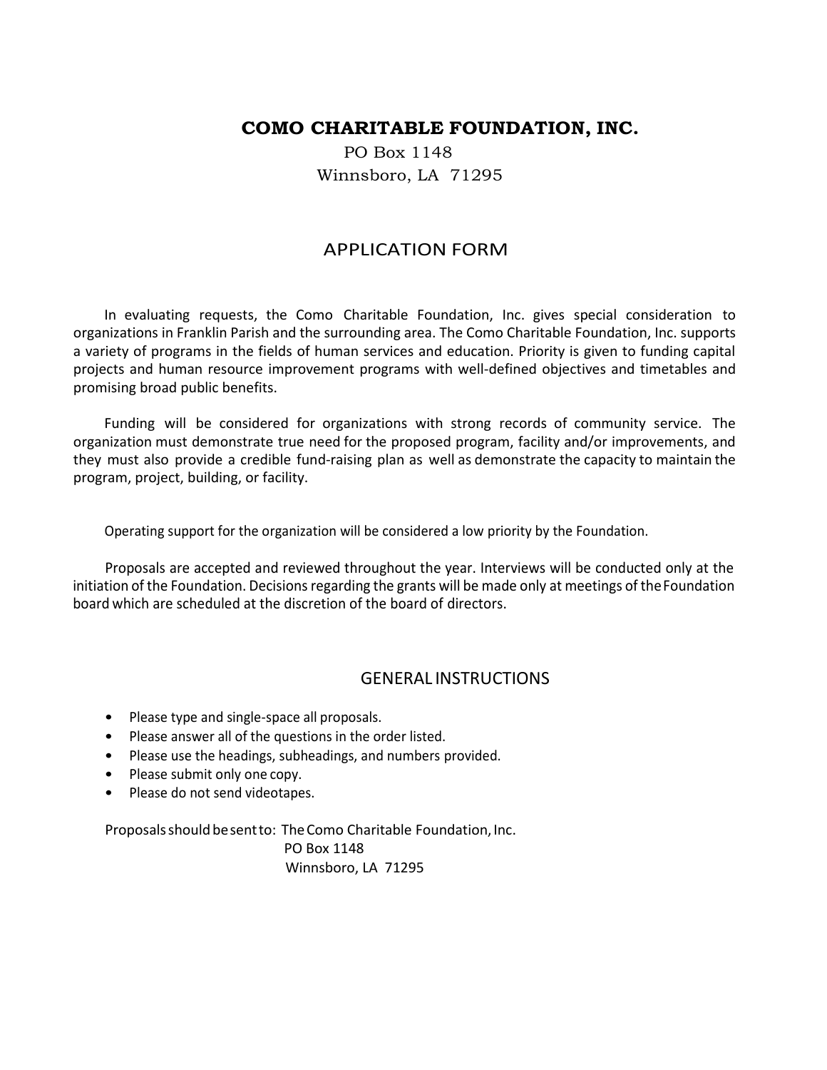# COMO CHARITABLE FOUNDATION, INC.

PO Box 1148
Winnsboro, LA 71295

## APPLICATION FORM

In evaluating requests, the Como Charitable Foundation, Inc. gives special consideration to organizations in Franklin Parish and the surrounding area. The Como Charitable Foundation, Inc. supports a variety of programs in the fields of human services and education. Priority is given to funding capital projects and human resource improvement programs with well-defined objectives and timetables and promising broad public benefits.

Funding will be considered for organizations with strong records of community service. The organization must demonstrate true need for the proposed program, facility and/or improvements, and they must also provide a credible fund-raising plan as well as demonstrate the capacity to maintain the program, project, building, or facility.

Operating support for the organization will be considered a low priority by the Foundation.

Proposals are accepted and reviewed throughout the year. Interviews will be conducted only at the initiation of the Foundation. Decisions regarding the grants will be made only at meetings of the Foundation board which are scheduled at the discretion of the board of directors.

## GENERAL INSTRUCTIONS

- Please type and single-space all proposals.
- Please answer all of the questions in the order listed.
- Please use the headings, subheadings, and numbers provided.
- Please submit only one copy.
- Please do not send videotapes.

Proposals should be sent to: The Como Charitable Foundation, Inc.
PO Box 1148
Winnsboro, LA 71295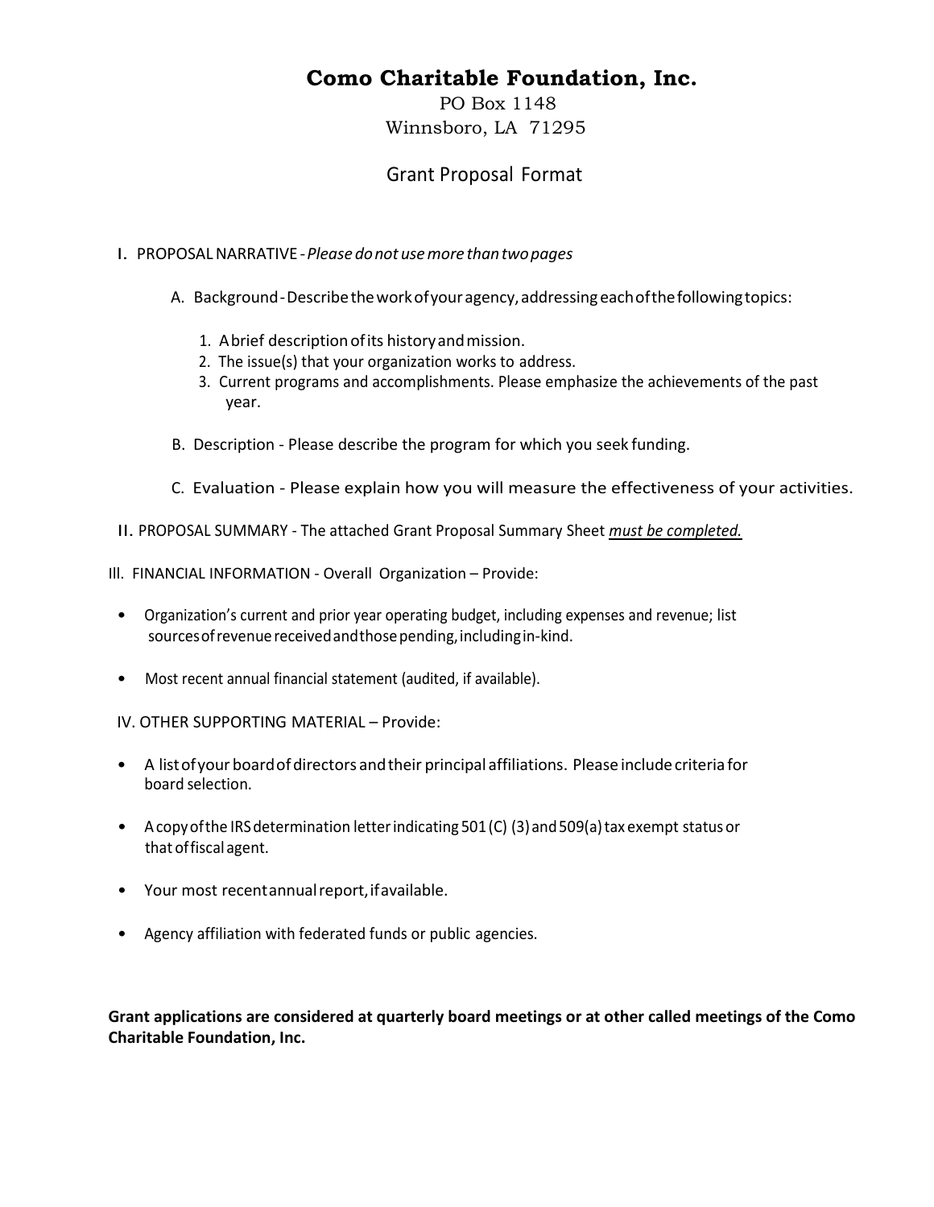# Como Charitable Foundation, Inc.

PO Box 1148
Winnsboro, LA 71295

## Grant Proposal Format

I. PROPOSAL NARRATIVE - *Please do not use more than two pages*

A. Background - Describe the work of your agency, addressing each of the following topics:

1. A brief description of its history and mission.
2. The issue(s) that your organization works to address.
3. Current programs and accomplishments. Please emphasize the achievements of the past year.

B. Description - Please describe the program for which you seek funding.

C. Evaluation - Please explain how you will measure the effectiveness of your activities.

II. PROPOSAL SUMMARY - The attached Grant Proposal Summary Sheet *must be completed.*

III. FINANCIAL INFORMATION - Overall Organization – Provide:

- Organization's current and prior year operating budget, including expenses and revenue; list sources of revenue received and those pending, including in-kind.
- Most recent annual financial statement (audited, if available).

IV. OTHER SUPPORTING MATERIAL – Provide:

- A list of your board of directors and their principal affiliations. Please include criteria for board selection.
- A copy of the IRS determination letter indicating 501 (C) (3) and 509(a) tax exempt status or that of fiscal agent.
- Your most recent annual report, if available.
- Agency affiliation with federated funds or public agencies.

**Grant applications are considered at quarterly board meetings or at other called meetings of the Como Charitable Foundation, Inc.**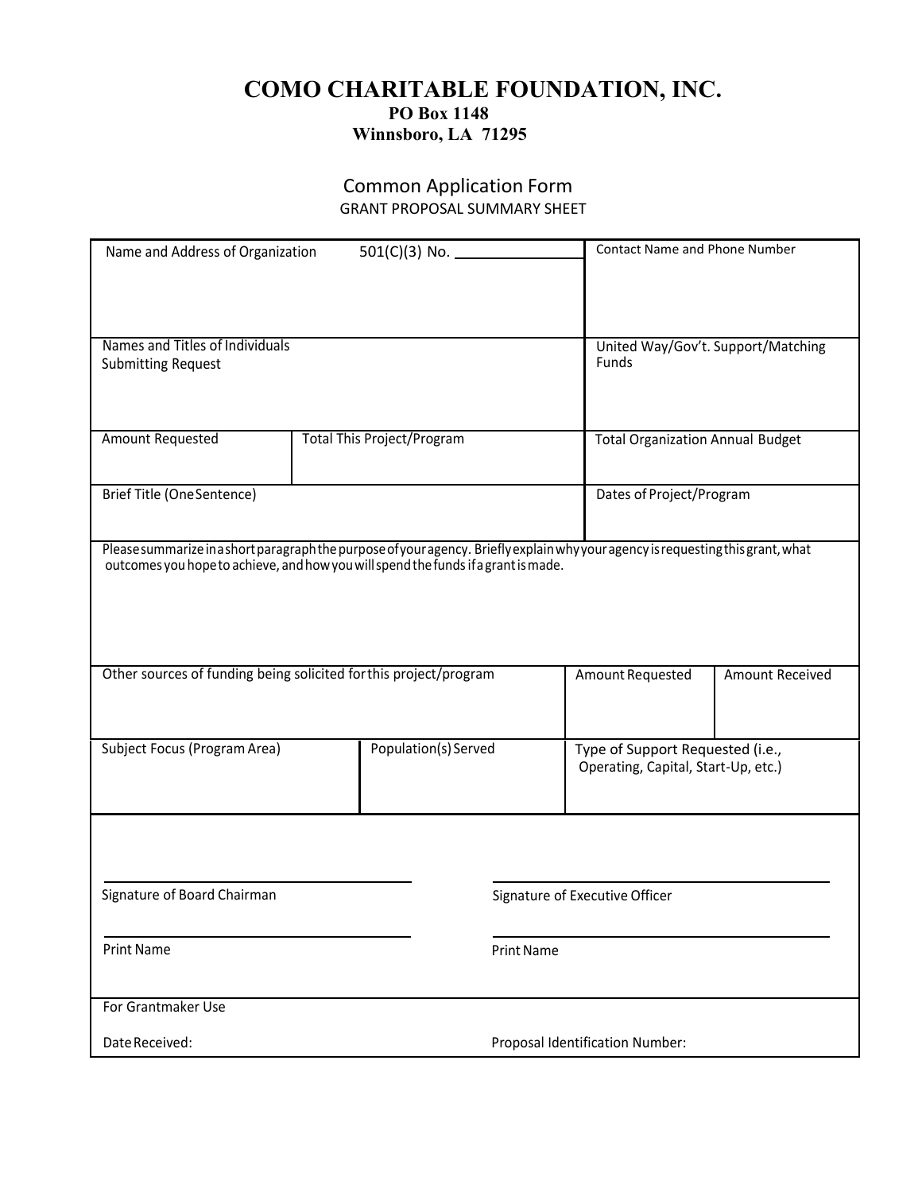# COMO CHARITABLE FOUNDATION, INC.

**PO Box 1148**
**Winnsboro, LA 71295**

## Common Application Form

GRANT PROPOSAL SUMMARY SHEET

| | | | |
|---|---|---|---|
| Name and Address of Organization 501(C)(3) No. ______ | | Contact Name and Phone Number | |
| Names and Titles of Individuals Submitting Request | | United Way/Gov't. Support/Matching Funds | |
| Amount Requested | Total This Project/Program | Total Organization Annual Budget | |
| Brief Title (One Sentence) | | Dates of Project/Program | |
| Please summarize in a short paragraph the purpose of your agency. Briefly explain why your agency is requesting this grant, what outcomes you hope to achieve, and how you will spend the funds if a grant is made. | | | |
| Other sources of funding being solicited for this project/program | | Amount Requested | Amount Received |
| Subject Focus (Program Area) | Population(s) Served | Type of Support Requested (i.e., Operating, Capital, Start-Up, etc.) | |

______________________________
Signature of Board Chairman

______________________________
Print Name

______________________________
Signature of Executive Officer

______________________________
Print Name

For Grantmaker Use

Date Received:

Proposal Identification Number: